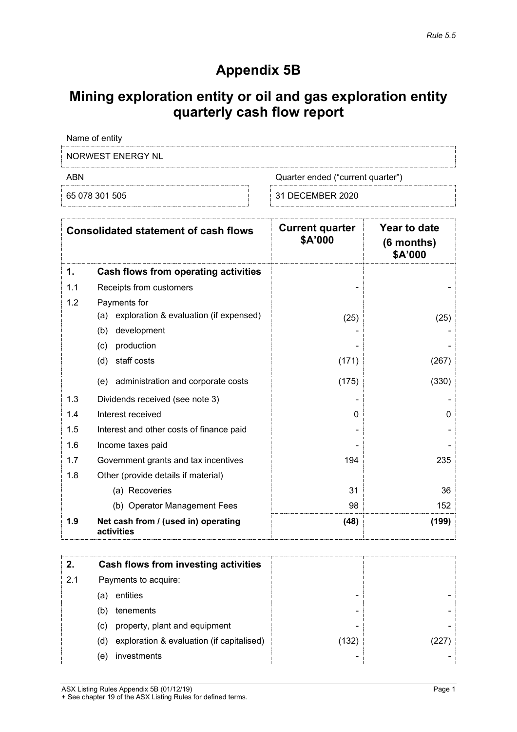*Rule 5.5*

# Appendix 5B

## Mining exploration entity or oil and gas exploration entity quarterly cash flow report

| Name of entity | |
|---|---|
| NORWEST ENERGY NL | |

| ABN | Quarter ended ("current quarter") |
|---|---|
| 65 078 301 505 | 31 DECEMBER 2020 |

| | Consolidated statement of cash flows | Current quarter $A'000 | Year to date (6 months) $A'000 |
|---|---|---|---|
| **1.** | **Cash flows from operating activities** | | |
| 1.1 | Receipts from customers | - | - |
| 1.2 | Payments for | | |
| | (a) exploration & evaluation (if expensed) | (25) | (25) |
| | (b) development | - | - |
| | (c) production | - | - |
| | (d) staff costs | (171) | (267) |
| | (e) administration and corporate costs | (175) | (330) |
| 1.3 | Dividends received (see note 3) | - | - |
| 1.4 | Interest received | 0 | 0 |
| 1.5 | Interest and other costs of finance paid | - | - |
| 1.6 | Income taxes paid | - | - |
| 1.7 | Government grants and tax incentives | 194 | 235 |
| 1.8 | Other (provide details if material) | | |
| | (a) Recoveries | 31 | 36 |
| | (b) Operator Management Fees | 98 | 152 |
| **1.9** | **Net cash from / (used in) operating activities** | **(48)** | **(199)** |

| | | | |
|---|---|---|---|
| **2.** | **Cash flows from investing activities** | | |
| 2.1 | Payments to acquire: | | |
| | (a) entities | - | - |
| | (b) tenements | - | - |
| | (c) property, plant and equipment | - | - |
| | (d) exploration & evaluation (if capitalised) | (132) | (227) |
| | (e) investments | - | - |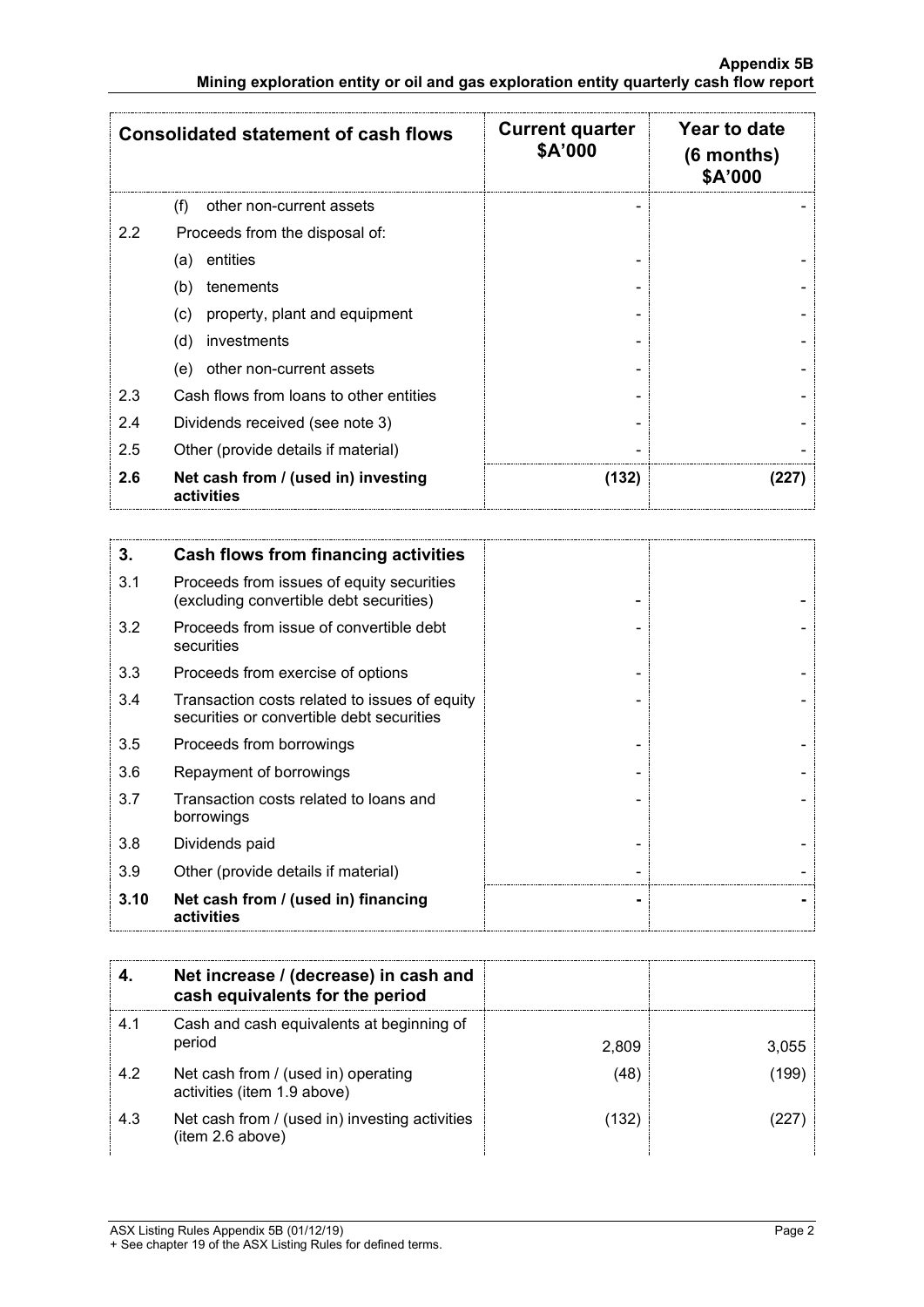| Consolidated statement of cash flows | | Current quarter $A'000 | Year to date (6 months) $A'000 |
|---|---|---|---|
| | (f) other non-current assets | - | - |
| 2.2 | Proceeds from the disposal of: | | |
| | (a) entities | - | - |
| | (b) tenements | - | - |
| | (c) property, plant and equipment | - | - |
| | (d) investments | - | - |
| | (e) other non-current assets | - | - |
| 2.3 | Cash flows from loans to other entities | - | - |
| 2.4 | Dividends received (see note 3) | - | - |
| 2.5 | Other (provide details if material) | - | - |
| **2.6** | **Net cash from / (used in) investing activities** | **(132)** | **(227)** |

| **3.** | **Cash flows from financing activities** | | |
|---|---|---|---|
| 3.1 | Proceeds from issues of equity securities (excluding convertible debt securities) | - | - |
| 3.2 | Proceeds from issue of convertible debt securities | - | - |
| 3.3 | Proceeds from exercise of options | - | - |
| 3.4 | Transaction costs related to issues of equity securities or convertible debt securities | - | - |
| 3.5 | Proceeds from borrowings | - | - |
| 3.6 | Repayment of borrowings | - | - |
| 3.7 | Transaction costs related to loans and borrowings | - | - |
| 3.8 | Dividends paid | - | - |
| 3.9 | Other (provide details if material) | - | - |
| **3.10** | **Net cash from / (used in) financing activities** | **-** | **-** |

| **4.** | **Net increase / (decrease) in cash and cash equivalents for the period** | | |
|---|---|---|---|
| 4.1 | Cash and cash equivalents at beginning of period | 2,809 | 3,055 |
| 4.2 | Net cash from / (used in) operating activities (item 1.9 above) | (48) | (199) |
| 4.3 | Net cash from / (used in) investing activities (item 2.6 above) | (132) | (227) |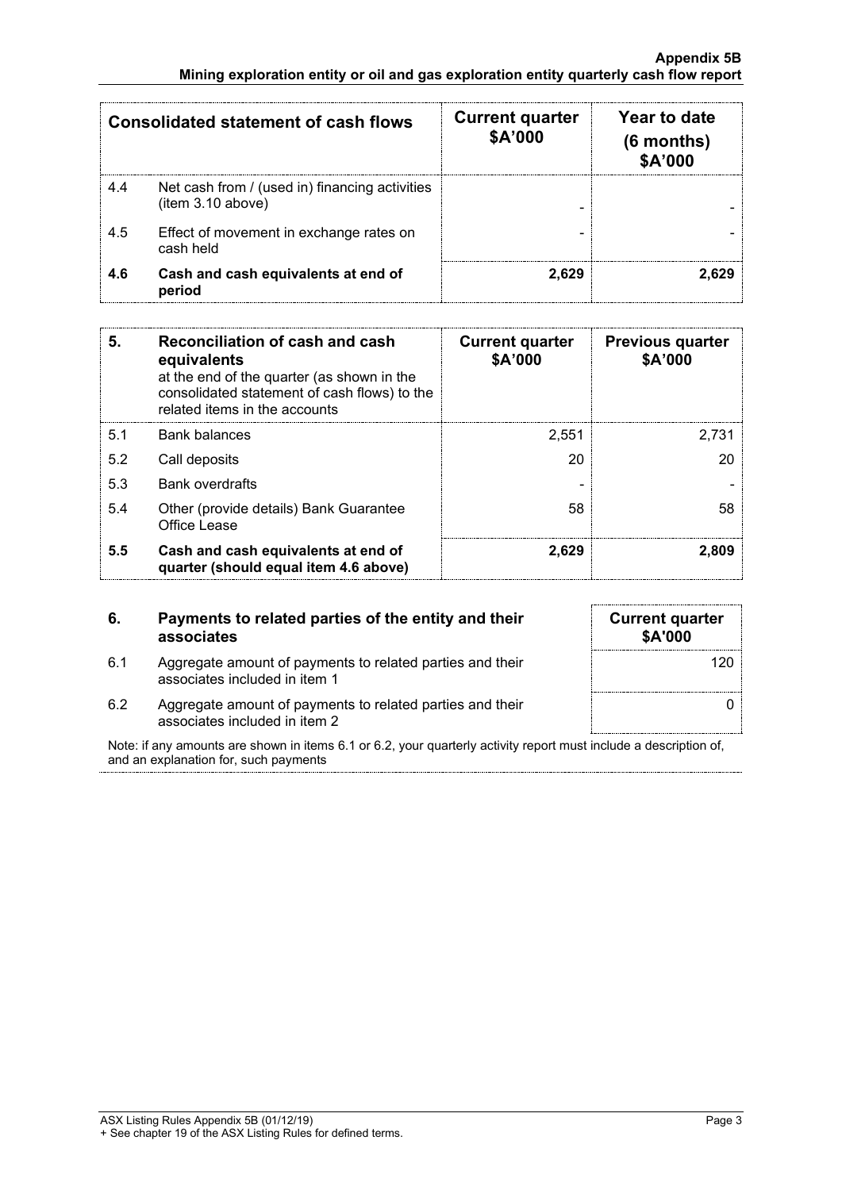| Consolidated statement of cash flows | | Current quarter $A'000 | Year to date (6 months) $A'000 |
|---|---|---|---|
| 4.4 | Net cash from / (used in) financing activities (item 3.10 above) | - | - |
| 4.5 | Effect of movement in exchange rates on cash held | - | - |
| **4.6** | **Cash and cash equivalents at end of period** | **2,629** | **2,629** |

| **5.** | **Reconciliation of cash and cash equivalents** at the end of the quarter (as shown in the consolidated statement of cash flows) to the related items in the accounts | **Current quarter $A'000** | **Previous quarter $A'000** |
|---|---|---|---|
| 5.1 | Bank balances | 2,551 | 2,731 |
| 5.2 | Call deposits | 20 | 20 |
| 5.3 | Bank overdrafts | - | - |
| 5.4 | Other (provide details) Bank Guarantee Office Lease | 58 | 58 |
| **5.5** | **Cash and cash equivalents at end of quarter (should equal item 4.6 above)** | **2,629** | **2,809** |

| **6.** | **Payments to related parties of the entity and their associates** | **Current quarter $A'000** |
|---|---|---|
| 6.1 | Aggregate amount of payments to related parties and their associates included in item 1 | 120 |
| 6.2 | Aggregate amount of payments to related parties and their associates included in item 2 | 0 |

Note: if any amounts are shown in items 6.1 or 6.2, your quarterly activity report must include a description of, and an explanation for, such payments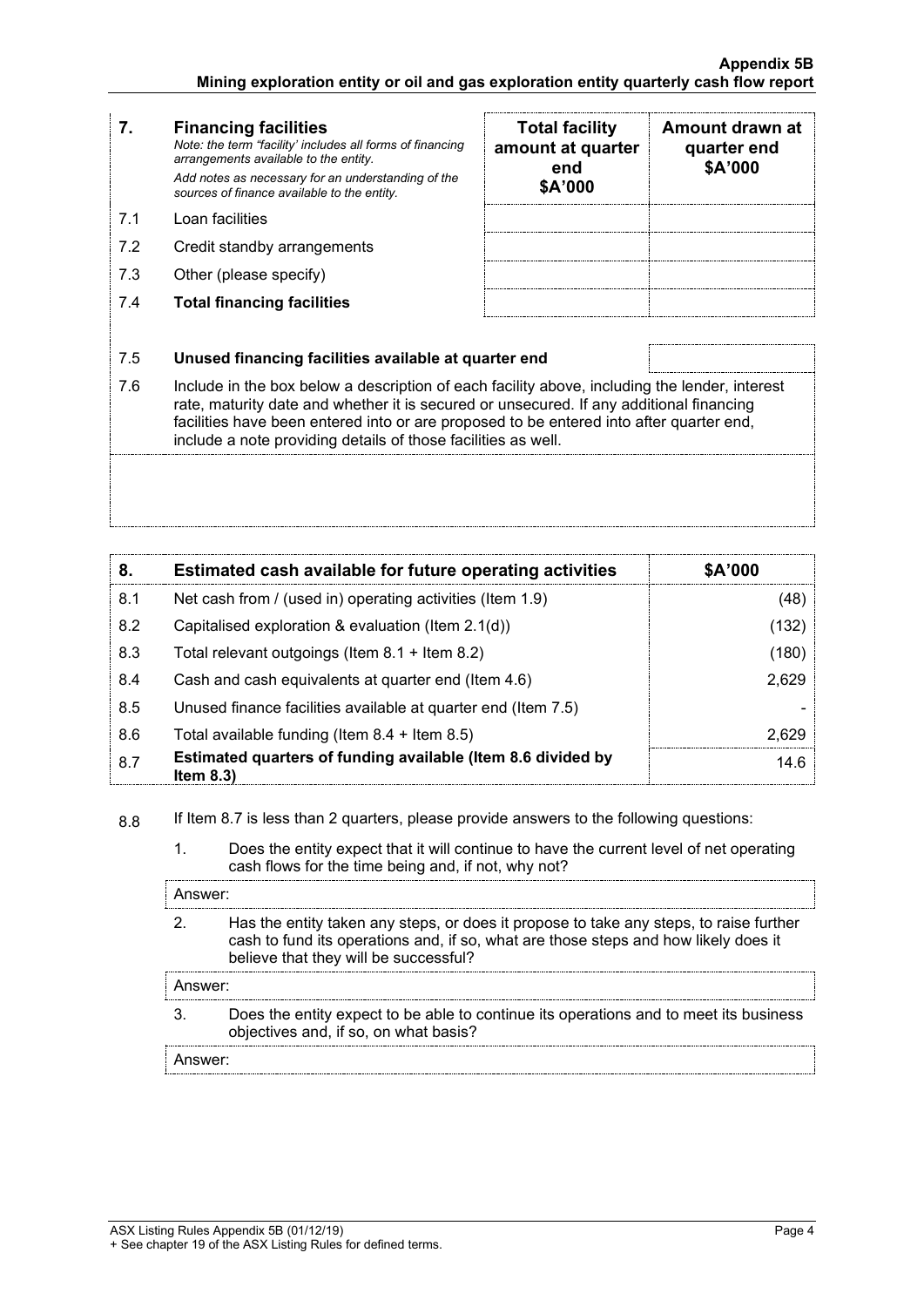| 7. | **Financing facilities**<br>*Note: the term "facility' includes all forms of financing arrangements available to the entity.*<br>*Add notes as necessary for an understanding of the sources of finance available to the entity.* | **Total facility amount at quarter end \$A'000** | **Amount drawn at quarter end \$A'000** |
|---|---|---|---|
| 7.1 | Loan facilities | | |
| 7.2 | Credit standby arrangements | | |
| 7.3 | Other (please specify) | | |
| 7.4 | **Total financing facilities** | | |

| | | |
|---|---|---|
| 7.5 | **Unused financing facilities available at quarter end** | |

7.6 Include in the box below a description of each facility above, including the lender, interest rate, maturity date and whether it is secured or unsecured. If any additional financing facilities have been entered into or are proposed to be entered into after quarter end, include a note providing details of those facilities as well.

| 8. | Estimated cash available for future operating activities | \$A'000 |
|---|---|---|
| 8.1 | Net cash from / (used in) operating activities (Item 1.9) | (48) |
| 8.2 | Capitalised exploration & evaluation (Item 2.1(d)) | (132) |
| 8.3 | Total relevant outgoings (Item 8.1 + Item 8.2) | (180) |
| 8.4 | Cash and cash equivalents at quarter end (Item 4.6) | 2,629 |
| 8.5 | Unused finance facilities available at quarter end (Item 7.5) | - |
| 8.6 | Total available funding (Item 8.4 + Item 8.5) | 2,629 |
| 8.7 | **Estimated quarters of funding available (Item 8.6 divided by Item 8.3)** | 14.6 |

8.8 If Item 8.7 is less than 2 quarters, please provide answers to the following questions:

1. Does the entity expect that it will continue to have the current level of net operating cash flows for the time being and, if not, why not?

Answer:

2. Has the entity taken any steps, or does it propose to take any steps, to raise further cash to fund its operations and, if so, what are those steps and how likely does it believe that they will be successful?

Answer:

3. Does the entity expect to be able to continue its operations and to meet its business objectives and, if so, on what basis?

Answer: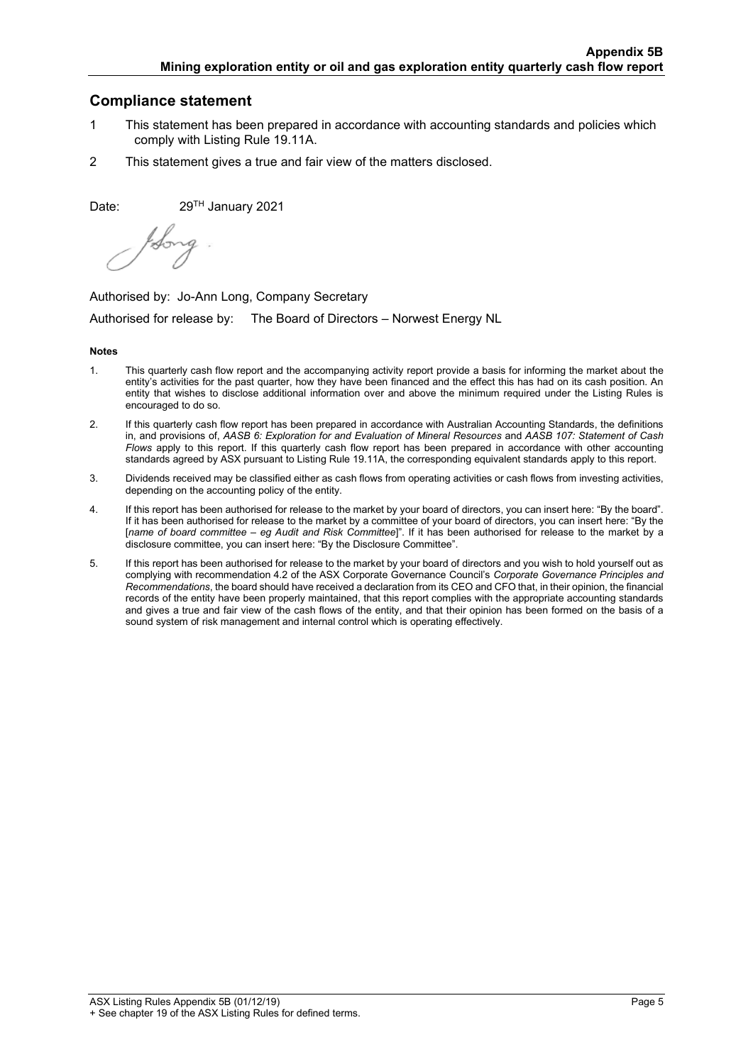## Compliance statement

1. This statement has been prepared in accordance with accounting standards and policies which comply with Listing Rule 19.11A.
2. This statement gives a true and fair view of the matters disclosed.

Date: 29TH January 2021

Authorised by: Jo-Ann Long, Company Secretary

Authorised for release by: The Board of Directors – Norwest Energy NL

**Notes**

1. This quarterly cash flow report and the accompanying activity report provide a basis for informing the market about the entity's activities for the past quarter, how they have been financed and the effect this has had on its cash position. An entity that wishes to disclose additional information over and above the minimum required under the Listing Rules is encouraged to do so.
2. If this quarterly cash flow report has been prepared in accordance with Australian Accounting Standards, the definitions in, and provisions of, *AASB 6: Exploration for and Evaluation of Mineral Resources* and *AASB 107: Statement of Cash Flows* apply to this report. If this quarterly cash flow report has been prepared in accordance with other accounting standards agreed by ASX pursuant to Listing Rule 19.11A, the corresponding equivalent standards apply to this report.
3. Dividends received may be classified either as cash flows from operating activities or cash flows from investing activities, depending on the accounting policy of the entity.
4. If this report has been authorised for release to the market by your board of directors, you can insert here: "By the board". If it has been authorised for release to the market by a committee of your board of directors, you can insert here: "By the [*name of board committee – eg Audit and Risk Committee*]". If it has been authorised for release to the market by a disclosure committee, you can insert here: "By the Disclosure Committee".
5. If this report has been authorised for release to the market by your board of directors and you wish to hold yourself out as complying with recommendation 4.2 of the ASX Corporate Governance Council's *Corporate Governance Principles and Recommendations*, the board should have received a declaration from its CEO and CFO that, in their opinion, the financial records of the entity have been properly maintained, that this report complies with the appropriate accounting standards and gives a true and fair view of the cash flows of the entity, and that their opinion has been formed on the basis of a sound system of risk management and internal control which is operating effectively.